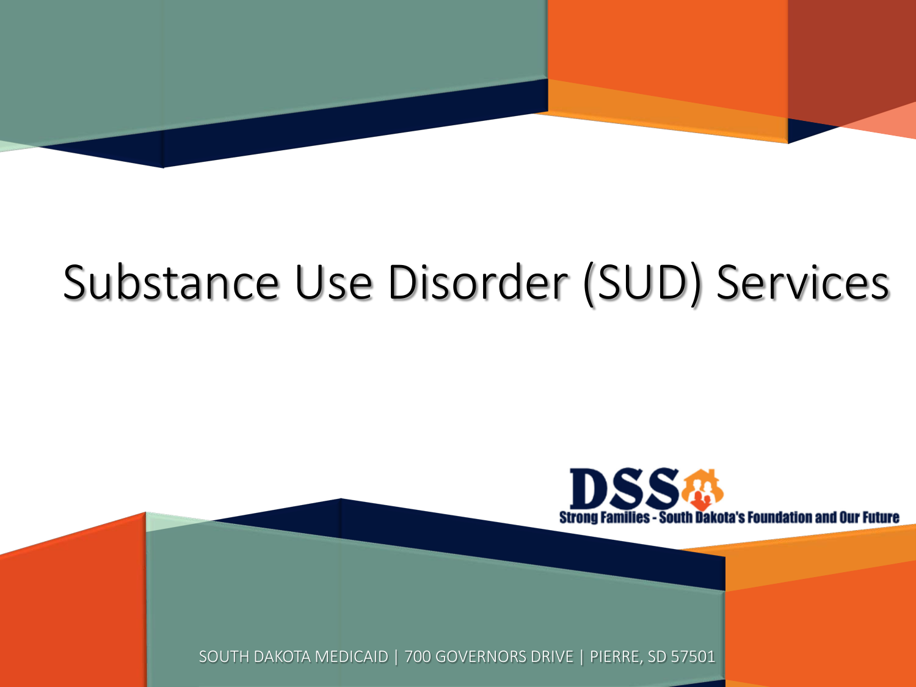# Substance Use Disorder (SUD) Services

DSS Strong Families - South Dakota's Foundation and Our Future

SOUTH DAKOTA MEDICAID | 700 GOVERNORS DRIVE | PIERRE, SD 57501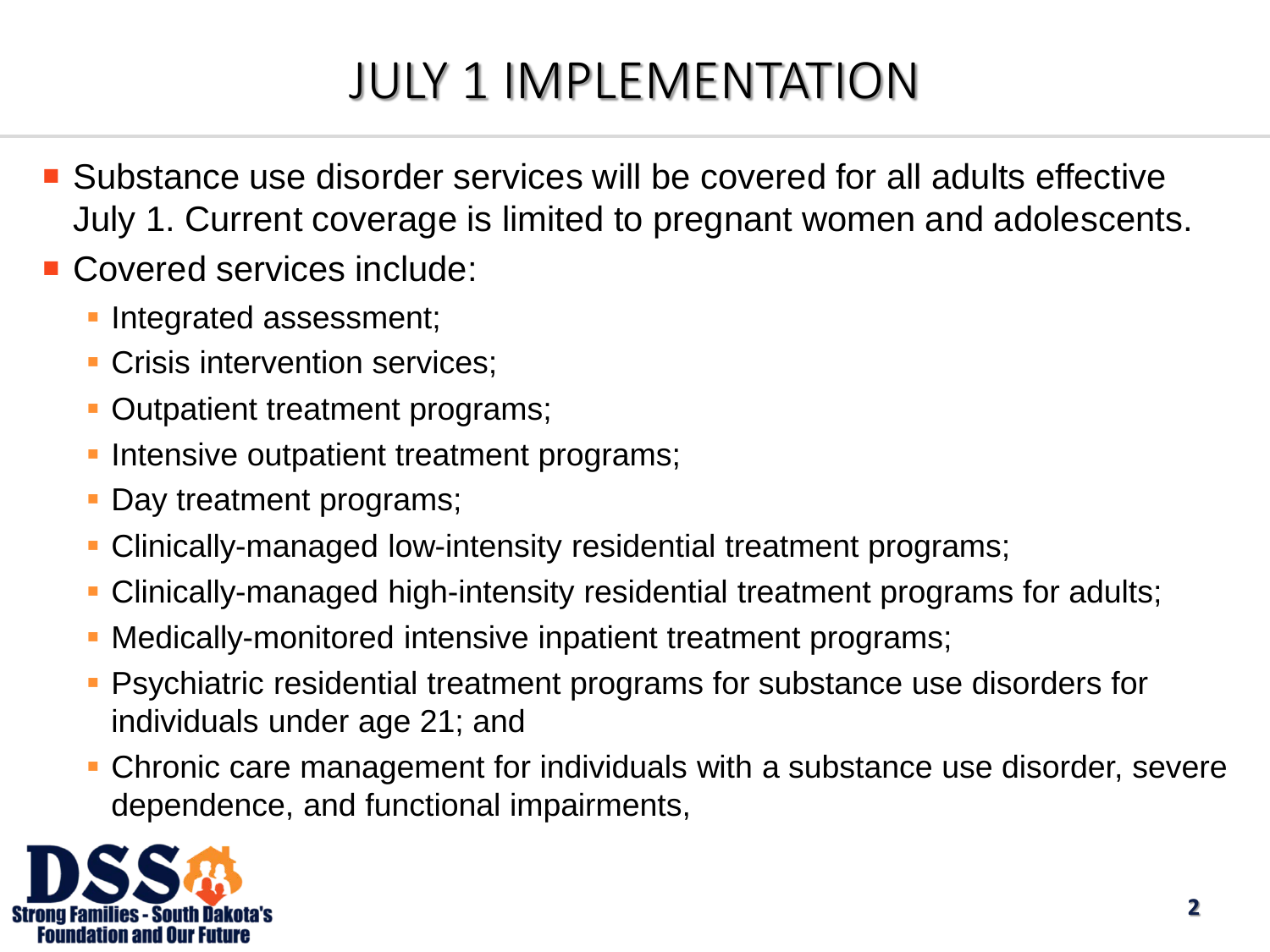# JULY 1 IMPLEMENTATION

- Substance use disorder services will be covered for all adults effective July 1. Current coverage is limited to pregnant women and adolescents.
- Covered services include:
  - Integrated assessment;
  - Crisis intervention services;
  - Outpatient treatment programs;
  - Intensive outpatient treatment programs;
  - Day treatment programs;
  - Clinically-managed low-intensity residential treatment programs;
  - Clinically-managed high-intensity residential treatment programs for adults;
  - Medically-monitored intensive inpatient treatment programs;
  - Psychiatric residential treatment programs for substance use disorders for individuals under age 21; and
  - Chronic care management for individuals with a substance use disorder, severe dependence, and functional impairments,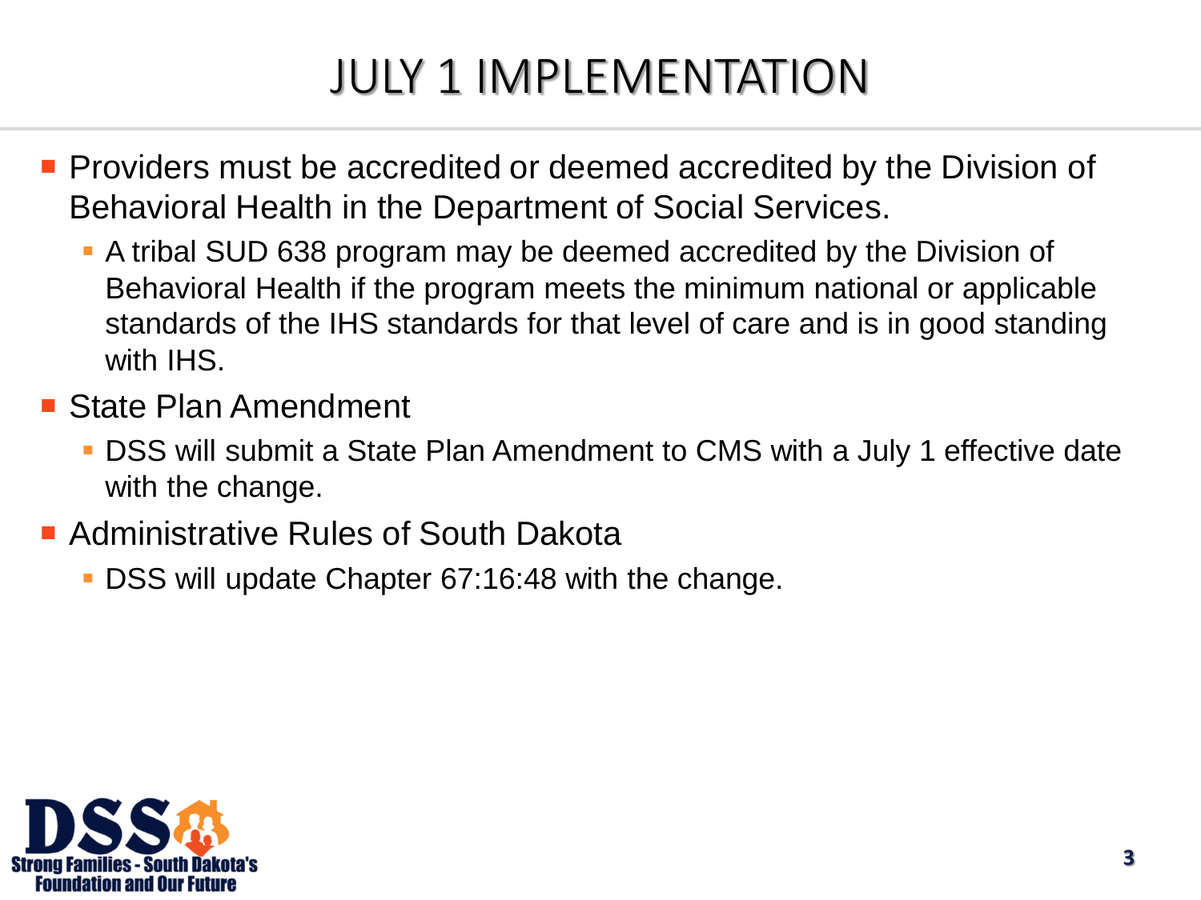# JULY 1 IMPLEMENTATION

- Providers must be accredited or deemed accredited by the Division of Behavioral Health in the Department of Social Services.
  - A tribal SUD 638 program may be deemed accredited by the Division of Behavioral Health if the program meets the minimum national or applicable standards of the IHS standards for that level of care and is in good standing with IHS.
- State Plan Amendment
  - DSS will submit a State Plan Amendment to CMS with a July 1 effective date with the change.
- Administrative Rules of South Dakota
  - DSS will update Chapter 67:16:48 with the change.

DSS Strong Families - South Dakota's Foundation and Our Future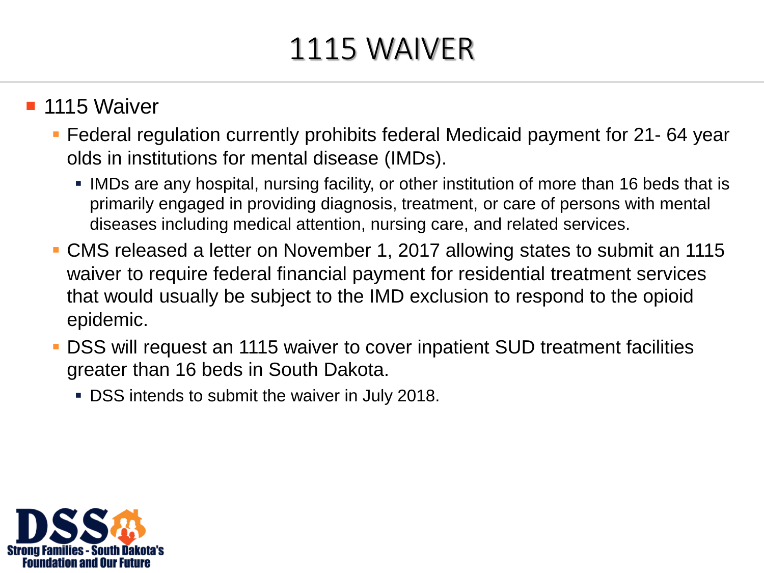# 1115 WAIVER

- 1115 Waiver
  - Federal regulation currently prohibits federal Medicaid payment for 21- 64 year olds in institutions for mental disease (IMDs).
    - IMDs are any hospital, nursing facility, or other institution of more than 16 beds that is primarily engaged in providing diagnosis, treatment, or care of persons with mental diseases including medical attention, nursing care, and related services.
  - CMS released a letter on November 1, 2017 allowing states to submit an 1115 waiver to require federal financial payment for residential treatment services that would usually be subject to the IMD exclusion to respond to the opioid epidemic.
  - DSS will request an 1115 waiver to cover inpatient SUD treatment facilities greater than 16 beds in South Dakota.
    - DSS intends to submit the waiver in July 2018.

DSS
Strong Families - South Dakota's Foundation and Our Future